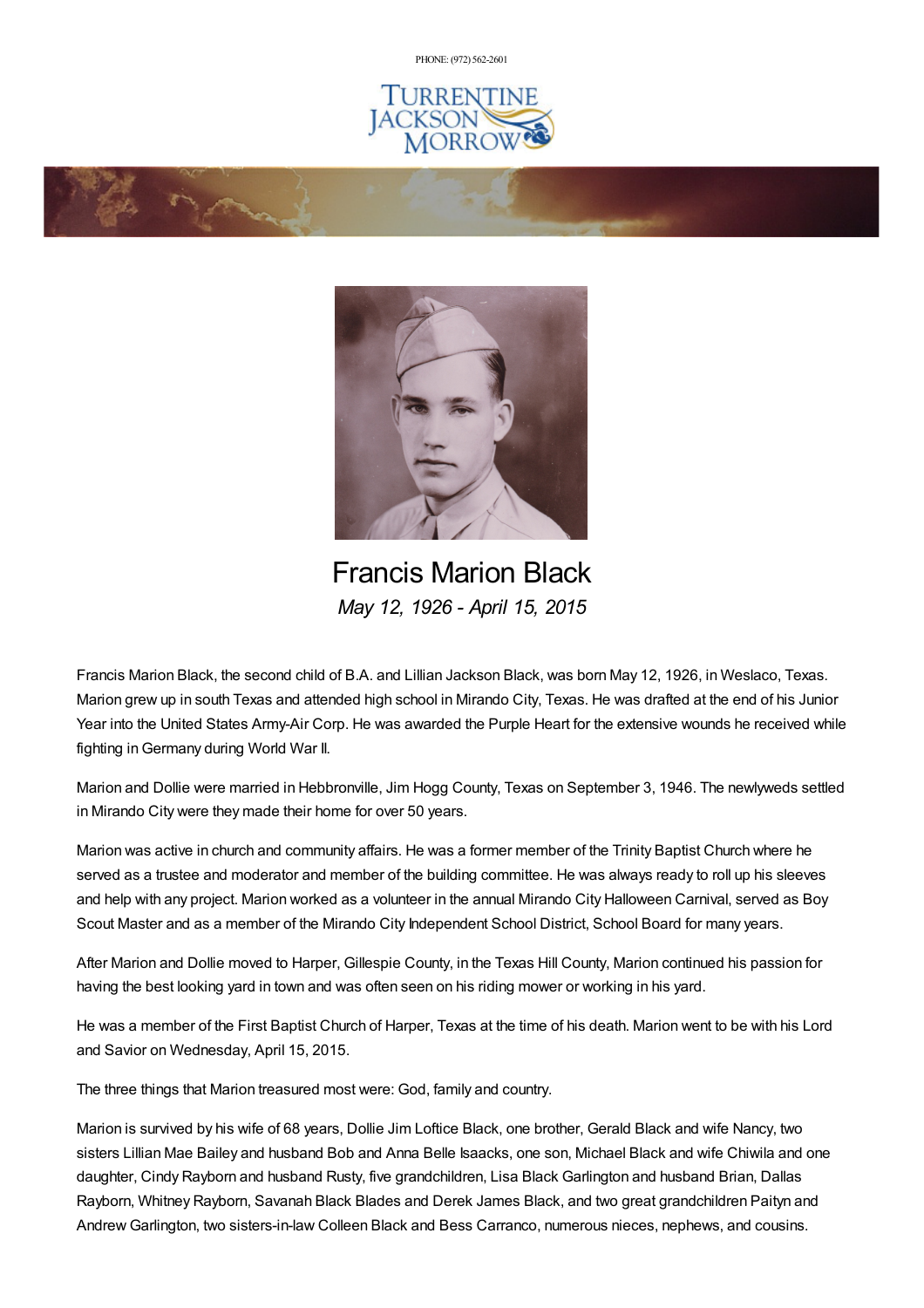PHONE: (972) 562-2601

# Francis Marion Black

*May 12, 1926 - April 15, 2015*

Francis Marion Black, the second child of B.A. and Lillian Jackson Black, was born May 12, 1926, in Weslaco, Texas. Marion grew up in south Texas and attended high school in Mirando City, Texas. He was drafted at the end of his Junior Year into the United States Army-Air Corp. He was awarded the Purple Heart for the extensive wounds he received while fighting in Germany during World War II.

Marion and Dollie were married in Hebbronville, Jim Hogg County, Texas on September 3, 1946. The newlyweds settled in Mirando City were they made their home for over 50 years.

Marion was active in church and community affairs. He was a former member of the Trinity Baptist Church where he served as a trustee and moderator and member of the building committee. He was always ready to roll up his sleeves and help with any project. Marion worked as a volunteer in the annual Mirando City Halloween Carnival, served as Boy Scout Master and as a member of the Mirando City Independent School District, School Board for many years.

After Marion and Dollie moved to Harper, Gillespie County, in the Texas Hill County, Marion continued his passion for having the best looking yard in town and was often seen on his riding mower or working in his yard.

He was a member of the First Baptist Church of Harper, Texas at the time of his death. Marion went to be with his Lord and Savior on Wednesday, April 15, 2015.

The three things that Marion treasured most were: God, family and country.

Marion is survived by his wife of 68 years, Dollie Jim Loftice Black, one brother, Gerald Black and wife Nancy, two sisters Lillian Mae Bailey and husband Bob and Anna Belle Isaacks, one son, Michael Black and wife Chiwila and one daughter, Cindy Rayborn and husband Rusty, five grandchildren, Lisa Black Garlington and husband Brian, Dallas Rayborn, Whitney Rayborn, Savanah Black Blades and Derek James Black, and two great grandchildren Paityn and Andrew Garlington, two sisters-in-law Colleen Black and Bess Carranco, numerous nieces, nephews, and cousins.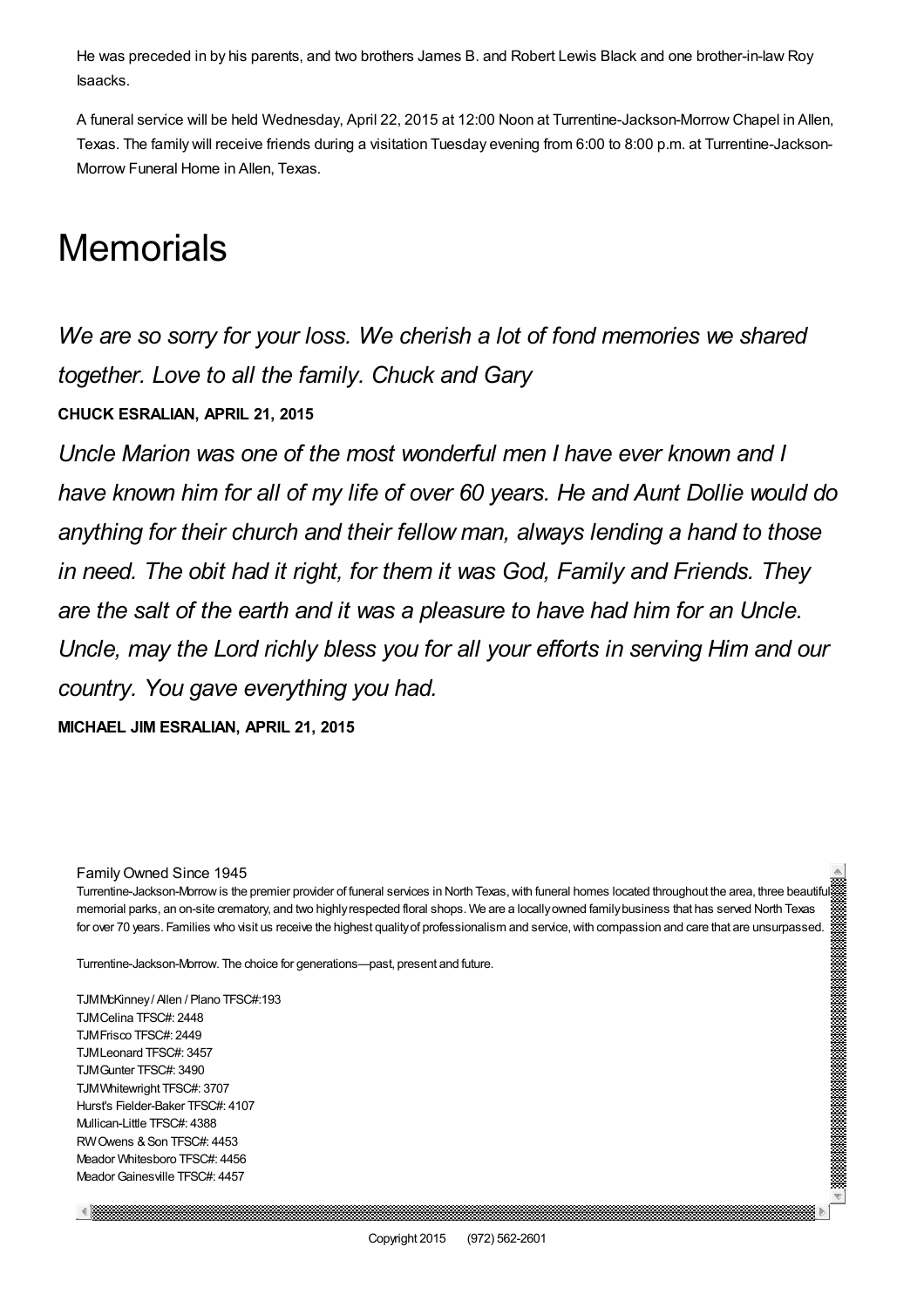He was preceded in by his parents, and two brothers James B. and Robert Lewis Black and one brother-in-law Roy Isaacks.

A funeral service will be held Wednesday, April 22, 2015 at 12:00 Noon at Turrentine-Jackson-Morrow Chapel in Allen, Texas. The family will receive friends during a visitation Tuesday evening from 6:00 to 8:00 p.m. at Turrentine-Jackson-Morrow Funeral Home in Allen, Texas.

# Memorials

*We are so sorry for your loss. We cherish a lot of fond memories we shared together. Love to all the family. Chuck and Gary*

**CHUCK ESRALIAN, APRIL 21, 2015**

*Uncle Marion was one of the most wonderful men I have ever known and I have known him for all of my life of over 60 years. He and Aunt Dollie would do anything for their church and their fellow man, always lending a hand to those in need. The obit had it right, for them it was God, Family and Friends. They are the salt of the earth and it was a pleasure to have had him for an Uncle. Uncle, may the Lord richly bless you for all your efforts in serving Him and our country. You gave everything you had.*

**MICHAEL JIM ESRALIAN, APRIL 21, 2015**

Family Owned Since 1945

Turrentine-Jackson-Morrow is the premier provider of funeral services in North Texas, with funeral homes located throughout the area, three beautiful memorial parks, an on-site crematory, and two highly respected floral shops. We are a locally owned family business that has served North Texas for over 70 years. Families who visit us receive the highest quality of professionalism and service, with compassion and care that are unsurpassed.

Turrentine-Jackson-Morrow. The choice for generations—past, present and future.

TJM McKinney / Allen / Plano TFSC#:193
TJM Celina TFSC#: 2448
TJM Frisco TFSC#: 2449
TJM Leonard TFSC#: 3457
TJM Gunter TFSC#: 3490
TJM Whitewright TFSC#: 3707
Hurst's Fielder-Baker TFSC#: 4107
Mullican-Little TFSC#: 4388
RW Owens & Son TFSC#: 4453
Meador Whitesboro TFSC#: 4456
Meador Gainesville TFSC#: 4457

Copyright 2015 (972) 562-2601